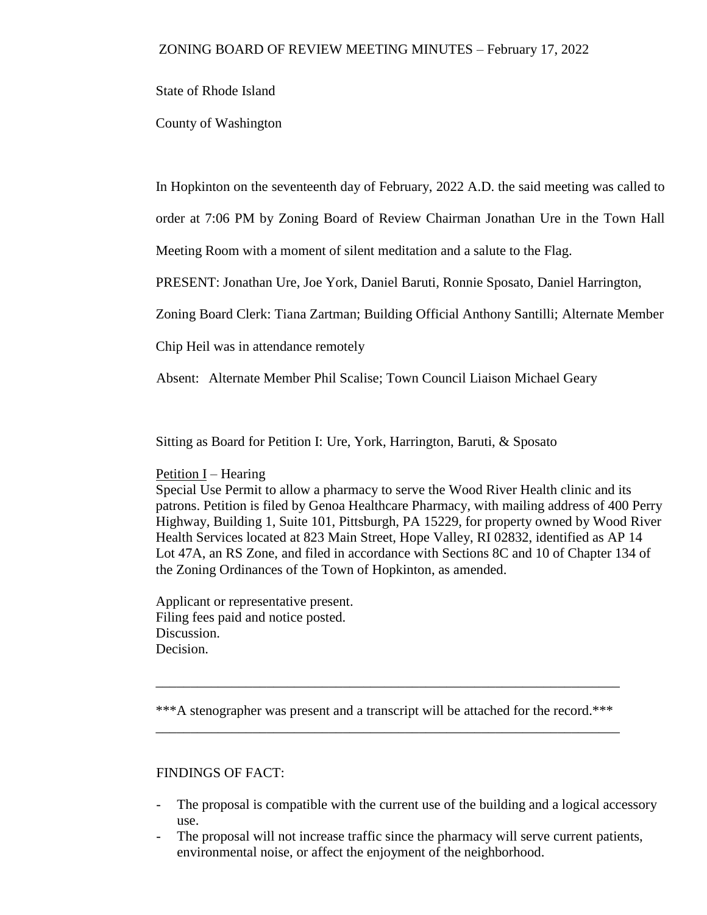# ZONING BOARD OF REVIEW MEETING MINUTES – February 17, 2022

State of Rhode Island

County of Washington

In Hopkinton on the seventeenth day of February, 2022 A.D. the said meeting was called to order at 7:06 PM by Zoning Board of Review Chairman Jonathan Ure in the Town Hall Meeting Room with a moment of silent meditation and a salute to the Flag.

PRESENT: Jonathan Ure, Joe York, Daniel Baruti, Ronnie Sposato, Daniel Harrington, Zoning Board Clerk: Tiana Zartman; Building Official Anthony Santilli; Alternate Member Chip Heil was in attendance remotely

Absent: Alternate Member Phil Scalise; Town Council Liaison Michael Geary

Sitting as Board for Petition I: Ure, York, Harrington, Baruti, & Sposato

Petition I – Hearing

Special Use Permit to allow a pharmacy to serve the Wood River Health clinic and its patrons. Petition is filed by Genoa Healthcare Pharmacy, with mailing address of 400 Perry Highway, Building 1, Suite 101, Pittsburgh, PA 15229, for property owned by Wood River Health Services located at 823 Main Street, Hope Valley, RI 02832, identified as AP 14 Lot 47A, an RS Zone, and filed in accordance with Sections 8C and 10 of Chapter 134 of the Zoning Ordinances of the Town of Hopkinton, as amended.

Applicant or representative present.
Filing fees paid and notice posted.
Discussion.
Decision.

---

***A stenographer was present and a transcript will be attached for the record.***

---

FINDINGS OF FACT:

- The proposal is compatible with the current use of the building and a logical accessory use.
- The proposal will not increase traffic since the pharmacy will serve current patients, environmental noise, or affect the enjoyment of the neighborhood.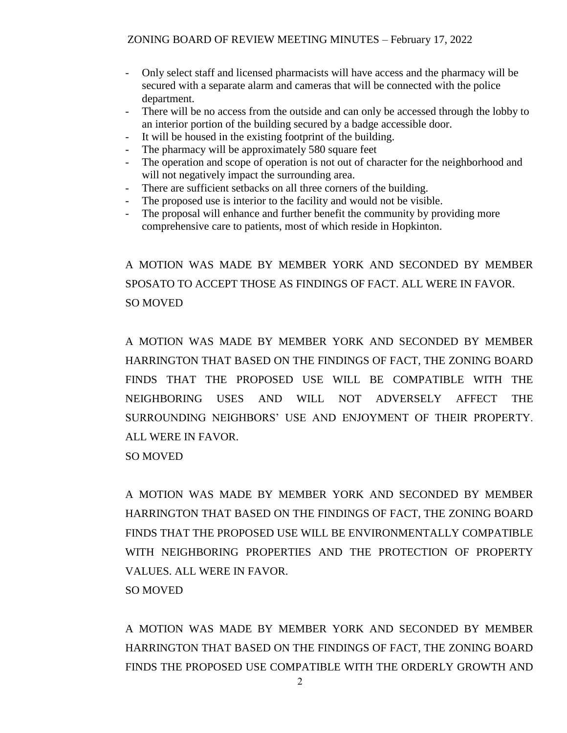- Only select staff and licensed pharmacists will have access and the pharmacy will be secured with a separate alarm and cameras that will be connected with the police department.
- There will be no access from the outside and can only be accessed through the lobby to an interior portion of the building secured by a badge accessible door.
- It will be housed in the existing footprint of the building.
- The pharmacy will be approximately 580 square feet
- The operation and scope of operation is not out of character for the neighborhood and will not negatively impact the surrounding area.
- There are sufficient setbacks on all three corners of the building.
- The proposed use is interior to the facility and would not be visible.
- The proposal will enhance and further benefit the community by providing more comprehensive care to patients, most of which reside in Hopkinton.

A MOTION WAS MADE BY MEMBER YORK AND SECONDED BY MEMBER SPOSATO TO ACCEPT THOSE AS FINDINGS OF FACT. ALL WERE IN FAVOR.
SO MOVED

A MOTION WAS MADE BY MEMBER YORK AND SECONDED BY MEMBER HARRINGTON THAT BASED ON THE FINDINGS OF FACT, THE ZONING BOARD FINDS THAT THE PROPOSED USE WILL BE COMPATIBLE WITH THE NEIGHBORING USES AND WILL NOT ADVERSELY AFFECT THE SURROUNDING NEIGHBORS' USE AND ENJOYMENT OF THEIR PROPERTY. ALL WERE IN FAVOR.
SO MOVED

A MOTION WAS MADE BY MEMBER YORK AND SECONDED BY MEMBER HARRINGTON THAT BASED ON THE FINDINGS OF FACT, THE ZONING BOARD FINDS THAT THE PROPOSED USE WILL BE ENVIRONMENTALLY COMPATIBLE WITH NEIGHBORING PROPERTIES AND THE PROTECTION OF PROPERTY VALUES. ALL WERE IN FAVOR.
SO MOVED

A MOTION WAS MADE BY MEMBER YORK AND SECONDED BY MEMBER HARRINGTON THAT BASED ON THE FINDINGS OF FACT, THE ZONING BOARD FINDS THE PROPOSED USE COMPATIBLE WITH THE ORDERLY GROWTH AND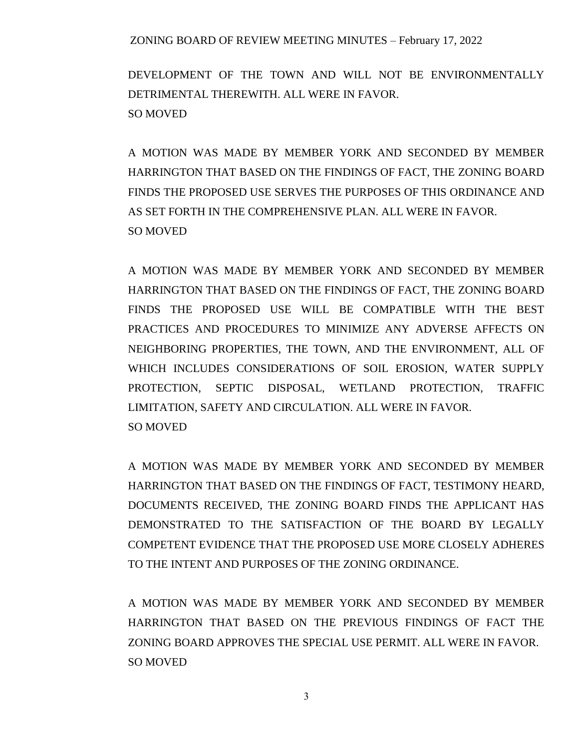DEVELOPMENT OF THE TOWN AND WILL NOT BE ENVIRONMENTALLY DETRIMENTAL THEREWITH. ALL WERE IN FAVOR.
SO MOVED

A MOTION WAS MADE BY MEMBER YORK AND SECONDED BY MEMBER HARRINGTON THAT BASED ON THE FINDINGS OF FACT, THE ZONING BOARD FINDS THE PROPOSED USE SERVES THE PURPOSES OF THIS ORDINANCE AND AS SET FORTH IN THE COMPREHENSIVE PLAN. ALL WERE IN FAVOR.
SO MOVED

A MOTION WAS MADE BY MEMBER YORK AND SECONDED BY MEMBER HARRINGTON THAT BASED ON THE FINDINGS OF FACT, THE ZONING BOARD FINDS THE PROPOSED USE WILL BE COMPATIBLE WITH THE BEST PRACTICES AND PROCEDURES TO MINIMIZE ANY ADVERSE AFFECTS ON NEIGHBORING PROPERTIES, THE TOWN, AND THE ENVIRONMENT, ALL OF WHICH INCLUDES CONSIDERATIONS OF SOIL EROSION, WATER SUPPLY PROTECTION, SEPTIC DISPOSAL, WETLAND PROTECTION, TRAFFIC LIMITATION, SAFETY AND CIRCULATION. ALL WERE IN FAVOR.
SO MOVED

A MOTION WAS MADE BY MEMBER YORK AND SECONDED BY MEMBER HARRINGTON THAT BASED ON THE FINDINGS OF FACT, TESTIMONY HEARD, DOCUMENTS RECEIVED, THE ZONING BOARD FINDS THE APPLICANT HAS DEMONSTRATED TO THE SATISFACTION OF THE BOARD BY LEGALLY COMPETENT EVIDENCE THAT THE PROPOSED USE MORE CLOSELY ADHERES TO THE INTENT AND PURPOSES OF THE ZONING ORDINANCE.

A MOTION WAS MADE BY MEMBER YORK AND SECONDED BY MEMBER HARRINGTON THAT BASED ON THE PREVIOUS FINDINGS OF FACT THE ZONING BOARD APPROVES THE SPECIAL USE PERMIT. ALL WERE IN FAVOR.
SO MOVED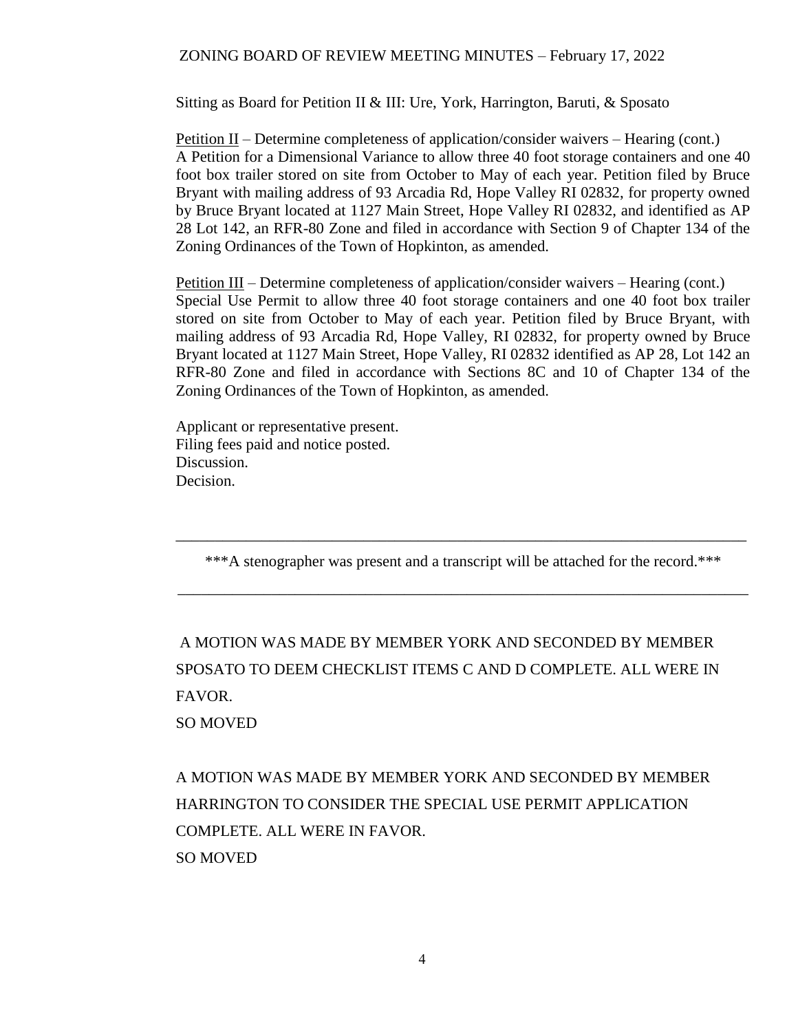Sitting as Board for Petition II & III: Ure, York, Harrington, Baruti, & Sposato

Petition II – Determine completeness of application/consider waivers – Hearing (cont.)
A Petition for a Dimensional Variance to allow three 40 foot storage containers and one 40 foot box trailer stored on site from October to May of each year. Petition filed by Bruce Bryant with mailing address of 93 Arcadia Rd, Hope Valley RI 02832, for property owned by Bruce Bryant located at 1127 Main Street, Hope Valley RI 02832, and identified as AP 28 Lot 142, an RFR-80 Zone and filed in accordance with Section 9 of Chapter 134 of the Zoning Ordinances of the Town of Hopkinton, as amended.

Petition III – Determine completeness of application/consider waivers – Hearing (cont.)
Special Use Permit to allow three 40 foot storage containers and one 40 foot box trailer stored on site from October to May of each year. Petition filed by Bruce Bryant, with mailing address of 93 Arcadia Rd, Hope Valley, RI 02832, for property owned by Bruce Bryant located at 1127 Main Street, Hope Valley, RI 02832 identified as AP 28, Lot 142 an RFR-80 Zone and filed in accordance with Sections 8C and 10 of Chapter 134 of the Zoning Ordinances of the Town of Hopkinton, as amended.

Applicant or representative present.
Filing fees paid and notice posted.
Discussion.
Decision.

---

***A stenographer was present and a transcript will be attached for the record.***

---

A MOTION WAS MADE BY MEMBER YORK AND SECONDED BY MEMBER SPOSATO TO DEEM CHECKLIST ITEMS C AND D COMPLETE. ALL WERE IN FAVOR.
SO MOVED

A MOTION WAS MADE BY MEMBER YORK AND SECONDED BY MEMBER HARRINGTON TO CONSIDER THE SPECIAL USE PERMIT APPLICATION COMPLETE. ALL WERE IN FAVOR.
SO MOVED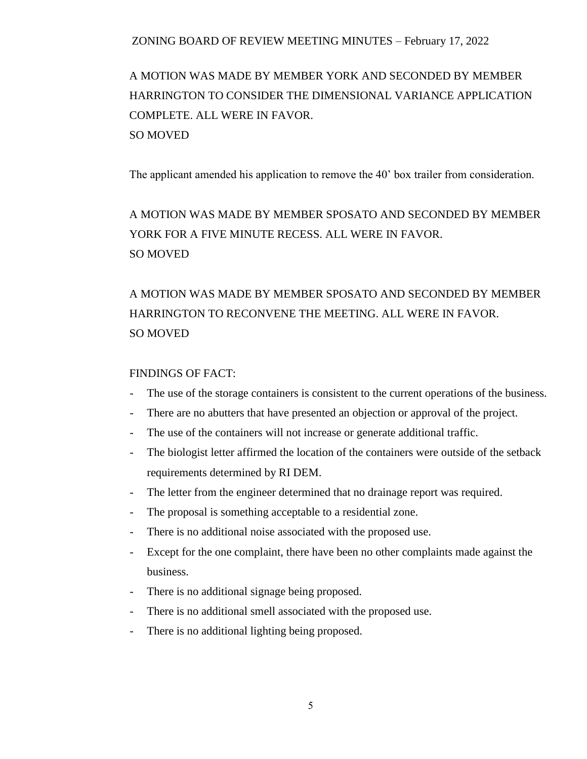A MOTION WAS MADE BY MEMBER YORK AND SECONDED BY MEMBER HARRINGTON TO CONSIDER THE DIMENSIONAL VARIANCE APPLICATION COMPLETE. ALL WERE IN FAVOR.
SO MOVED

The applicant amended his application to remove the 40' box trailer from consideration.

A MOTION WAS MADE BY MEMBER SPOSATO AND SECONDED BY MEMBER YORK FOR A FIVE MINUTE RECESS. ALL WERE IN FAVOR.
SO MOVED

A MOTION WAS MADE BY MEMBER SPOSATO AND SECONDED BY MEMBER HARRINGTON TO RECONVENE THE MEETING. ALL WERE IN FAVOR.
SO MOVED

FINDINGS OF FACT:

- The use of the storage containers is consistent to the current operations of the business.
- There are no abutters that have presented an objection or approval of the project.
- The use of the containers will not increase or generate additional traffic.
- The biologist letter affirmed the location of the containers were outside of the setback requirements determined by RI DEM.
- The letter from the engineer determined that no drainage report was required.
- The proposal is something acceptable to a residential zone.
- There is no additional noise associated with the proposed use.
- Except for the one complaint, there have been no other complaints made against the business.
- There is no additional signage being proposed.
- There is no additional smell associated with the proposed use.
- There is no additional lighting being proposed.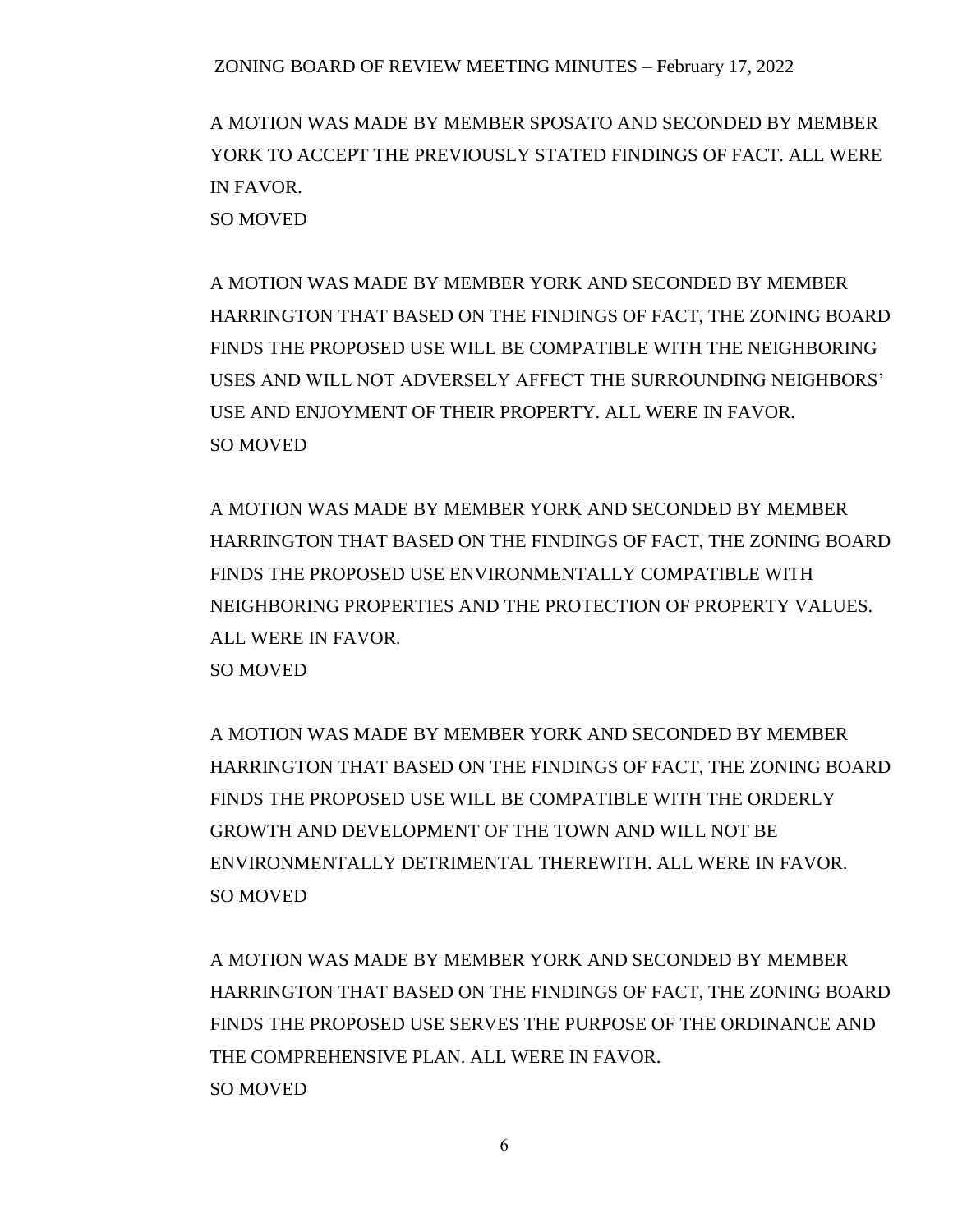A MOTION WAS MADE BY MEMBER SPOSATO AND SECONDED BY MEMBER YORK TO ACCEPT THE PREVIOUSLY STATED FINDINGS OF FACT. ALL WERE IN FAVOR.
SO MOVED

A MOTION WAS MADE BY MEMBER YORK AND SECONDED BY MEMBER HARRINGTON THAT BASED ON THE FINDINGS OF FACT, THE ZONING BOARD FINDS THE PROPOSED USE WILL BE COMPATIBLE WITH THE NEIGHBORING USES AND WILL NOT ADVERSELY AFFECT THE SURROUNDING NEIGHBORS' USE AND ENJOYMENT OF THEIR PROPERTY. ALL WERE IN FAVOR.
SO MOVED

A MOTION WAS MADE BY MEMBER YORK AND SECONDED BY MEMBER HARRINGTON THAT BASED ON THE FINDINGS OF FACT, THE ZONING BOARD FINDS THE PROPOSED USE ENVIRONMENTALLY COMPATIBLE WITH NEIGHBORING PROPERTIES AND THE PROTECTION OF PROPERTY VALUES. ALL WERE IN FAVOR.
SO MOVED

A MOTION WAS MADE BY MEMBER YORK AND SECONDED BY MEMBER HARRINGTON THAT BASED ON THE FINDINGS OF FACT, THE ZONING BOARD FINDS THE PROPOSED USE WILL BE COMPATIBLE WITH THE ORDERLY GROWTH AND DEVELOPMENT OF THE TOWN AND WILL NOT BE ENVIRONMENTALLY DETRIMENTAL THEREWITH. ALL WERE IN FAVOR.
SO MOVED

A MOTION WAS MADE BY MEMBER YORK AND SECONDED BY MEMBER HARRINGTON THAT BASED ON THE FINDINGS OF FACT, THE ZONING BOARD FINDS THE PROPOSED USE SERVES THE PURPOSE OF THE ORDINANCE AND THE COMPREHENSIVE PLAN. ALL WERE IN FAVOR.
SO MOVED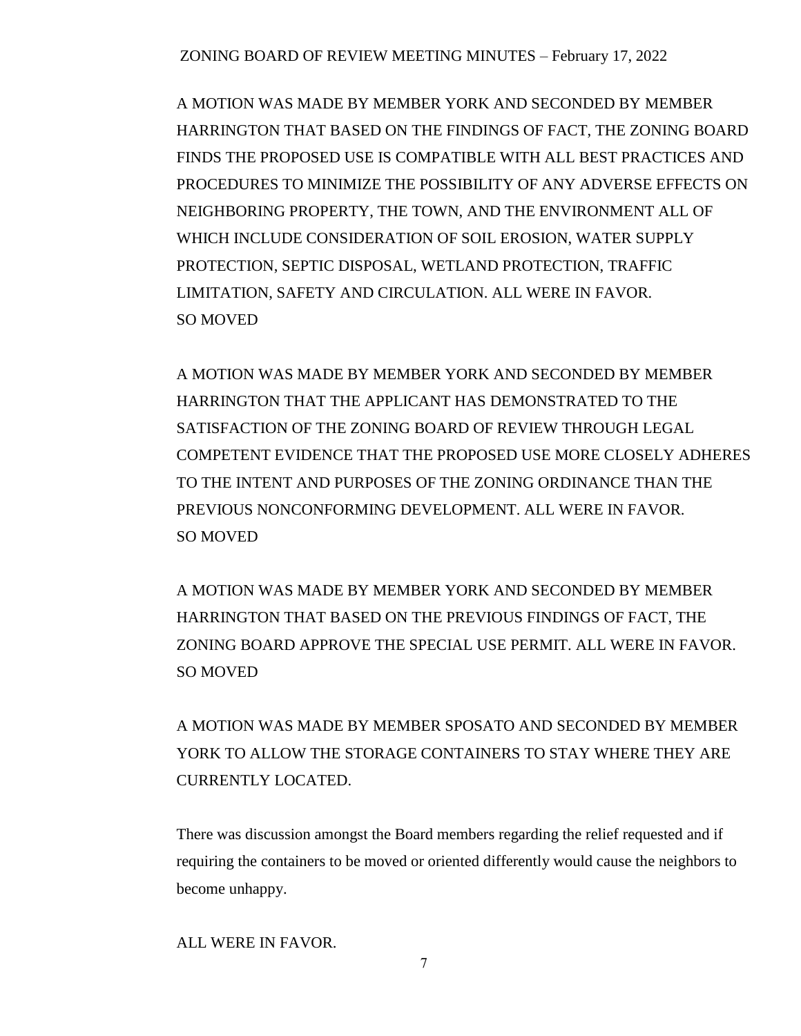A MOTION WAS MADE BY MEMBER YORK AND SECONDED BY MEMBER HARRINGTON THAT BASED ON THE FINDINGS OF FACT, THE ZONING BOARD FINDS THE PROPOSED USE IS COMPATIBLE WITH ALL BEST PRACTICES AND PROCEDURES TO MINIMIZE THE POSSIBILITY OF ANY ADVERSE EFFECTS ON NEIGHBORING PROPERTY, THE TOWN, AND THE ENVIRONMENT ALL OF WHICH INCLUDE CONSIDERATION OF SOIL EROSION, WATER SUPPLY PROTECTION, SEPTIC DISPOSAL, WETLAND PROTECTION, TRAFFIC LIMITATION, SAFETY AND CIRCULATION. ALL WERE IN FAVOR.
SO MOVED

A MOTION WAS MADE BY MEMBER YORK AND SECONDED BY MEMBER HARRINGTON THAT THE APPLICANT HAS DEMONSTRATED TO THE SATISFACTION OF THE ZONING BOARD OF REVIEW THROUGH LEGAL COMPETENT EVIDENCE THAT THE PROPOSED USE MORE CLOSELY ADHERES TO THE INTENT AND PURPOSES OF THE ZONING ORDINANCE THAN THE PREVIOUS NONCONFORMING DEVELOPMENT. ALL WERE IN FAVOR.
SO MOVED

A MOTION WAS MADE BY MEMBER YORK AND SECONDED BY MEMBER HARRINGTON THAT BASED ON THE PREVIOUS FINDINGS OF FACT, THE ZONING BOARD APPROVE THE SPECIAL USE PERMIT. ALL WERE IN FAVOR.
SO MOVED

A MOTION WAS MADE BY MEMBER SPOSATO AND SECONDED BY MEMBER YORK TO ALLOW THE STORAGE CONTAINERS TO STAY WHERE THEY ARE CURRENTLY LOCATED.

There was discussion amongst the Board members regarding the relief requested and if requiring the containers to be moved or oriented differently would cause the neighbors to become unhappy.

ALL WERE IN FAVOR.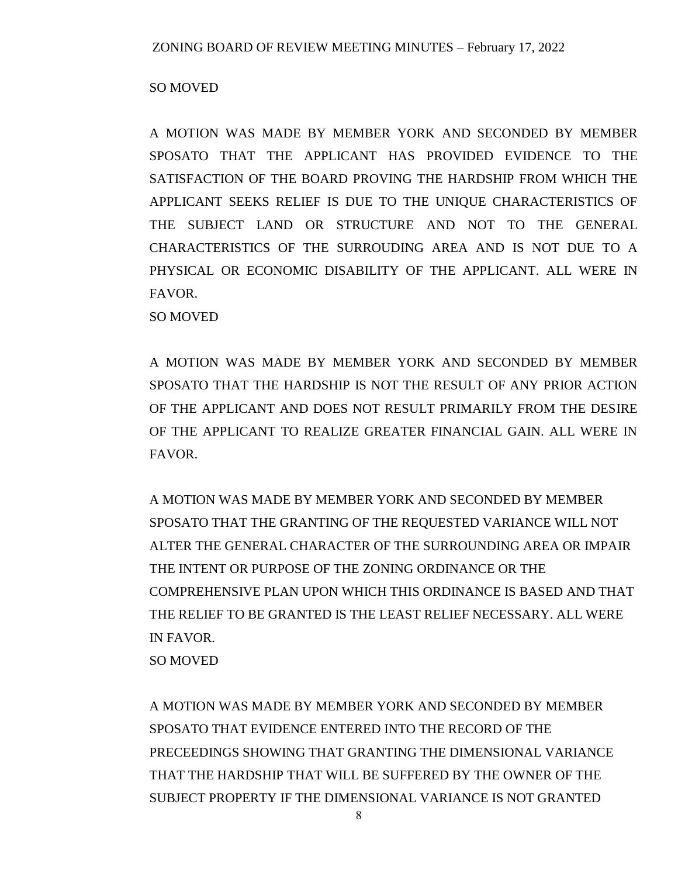SO MOVED

A MOTION WAS MADE BY MEMBER YORK AND SECONDED BY MEMBER SPOSATO THAT THE APPLICANT HAS PROVIDED EVIDENCE TO THE SATISFACTION OF THE BOARD PROVING THE HARDSHIP FROM WHICH THE APPLICANT SEEKS RELIEF IS DUE TO THE UNIQUE CHARACTERISTICS OF THE SUBJECT LAND OR STRUCTURE AND NOT TO THE GENERAL CHARACTERISTICS OF THE SURROUDING AREA AND IS NOT DUE TO A PHYSICAL OR ECONOMIC DISABILITY OF THE APPLICANT. ALL WERE IN FAVOR.

SO MOVED

A MOTION WAS MADE BY MEMBER YORK AND SECONDED BY MEMBER SPOSATO THAT THE HARDSHIP IS NOT THE RESULT OF ANY PRIOR ACTION OF THE APPLICANT AND DOES NOT RESULT PRIMARILY FROM THE DESIRE OF THE APPLICANT TO REALIZE GREATER FINANCIAL GAIN. ALL WERE IN FAVOR.

A MOTION WAS MADE BY MEMBER YORK AND SECONDED BY MEMBER SPOSATO THAT THE GRANTING OF THE REQUESTED VARIANCE WILL NOT ALTER THE GENERAL CHARACTER OF THE SURROUNDING AREA OR IMPAIR THE INTENT OR PURPOSE OF THE ZONING ORDINANCE OR THE COMPREHENSIVE PLAN UPON WHICH THIS ORDINANCE IS BASED AND THAT THE RELIEF TO BE GRANTED IS THE LEAST RELIEF NECESSARY. ALL WERE IN FAVOR.

SO MOVED

A MOTION WAS MADE BY MEMBER YORK AND SECONDED BY MEMBER SPOSATO THAT EVIDENCE ENTERED INTO THE RECORD OF THE PRECEEDINGS SHOWING THAT GRANTING THE DIMENSIONAL VARIANCE THAT THE HARDSHIP THAT WILL BE SUFFERED BY THE OWNER OF THE SUBJECT PROPERTY IF THE DIMENSIONAL VARIANCE IS NOT GRANTED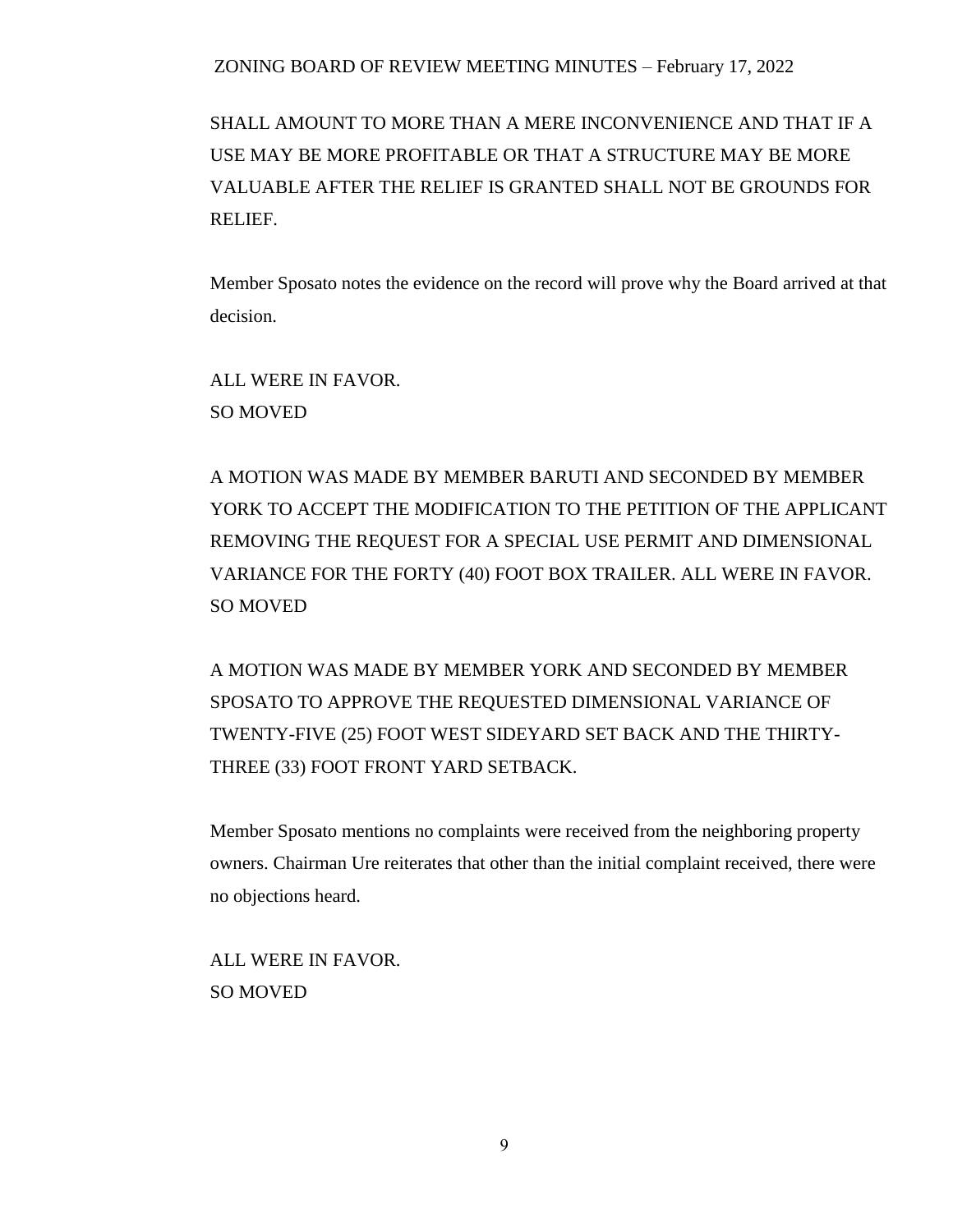SHALL AMOUNT TO MORE THAN A MERE INCONVENIENCE AND THAT IF A USE MAY BE MORE PROFITABLE OR THAT A STRUCTURE MAY BE MORE VALUABLE AFTER THE RELIEF IS GRANTED SHALL NOT BE GROUNDS FOR RELIEF.

Member Sposato notes the evidence on the record will prove why the Board arrived at that decision.

ALL WERE IN FAVOR.
SO MOVED

A MOTION WAS MADE BY MEMBER BARUTI AND SECONDED BY MEMBER YORK TO ACCEPT THE MODIFICATION TO THE PETITION OF THE APPLICANT REMOVING THE REQUEST FOR A SPECIAL USE PERMIT AND DIMENSIONAL VARIANCE FOR THE FORTY (40) FOOT BOX TRAILER. ALL WERE IN FAVOR.
SO MOVED

A MOTION WAS MADE BY MEMBER YORK AND SECONDED BY MEMBER SPOSATO TO APPROVE THE REQUESTED DIMENSIONAL VARIANCE OF TWENTY-FIVE (25) FOOT WEST SIDEYARD SET BACK AND THE THIRTY-THREE (33) FOOT FRONT YARD SETBACK.

Member Sposato mentions no complaints were received from the neighboring property owners. Chairman Ure reiterates that other than the initial complaint received, there were no objections heard.

ALL WERE IN FAVOR.
SO MOVED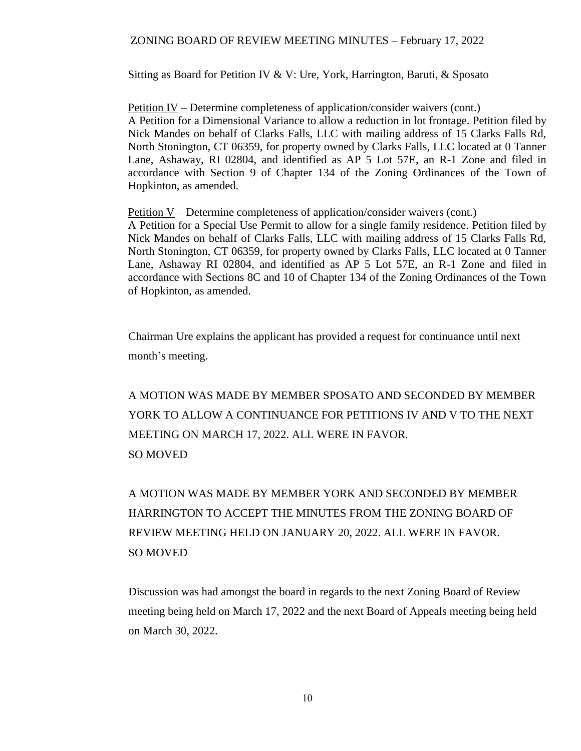Sitting as Board for Petition IV & V: Ure, York, Harrington, Baruti, & Sposato

<u>Petition IV</u> – Determine completeness of application/consider waivers (cont.)
A Petition for a Dimensional Variance to allow a reduction in lot frontage. Petition filed by Nick Mandes on behalf of Clarks Falls, LLC with mailing address of 15 Clarks Falls Rd, North Stonington, CT 06359, for property owned by Clarks Falls, LLC located at 0 Tanner Lane, Ashaway, RI 02804, and identified as AP 5 Lot 57E, an R-1 Zone and filed in accordance with Section 9 of Chapter 134 of the Zoning Ordinances of the Town of Hopkinton, as amended.

<u>Petition V</u> – Determine completeness of application/consider waivers (cont.)
A Petition for a Special Use Permit to allow for a single family residence. Petition filed by Nick Mandes on behalf of Clarks Falls, LLC with mailing address of 15 Clarks Falls Rd, North Stonington, CT 06359, for property owned by Clarks Falls, LLC located at 0 Tanner Lane, Ashaway RI 02804, and identified as AP 5 Lot 57E, an R-1 Zone and filed in accordance with Sections 8C and 10 of Chapter 134 of the Zoning Ordinances of the Town of Hopkinton, as amended.

Chairman Ure explains the applicant has provided a request for continuance until next month's meeting.

A MOTION WAS MADE BY MEMBER SPOSATO AND SECONDED BY MEMBER YORK TO ALLOW A CONTINUANCE FOR PETITIONS IV AND V TO THE NEXT MEETING ON MARCH 17, 2022. ALL WERE IN FAVOR.
SO MOVED

A MOTION WAS MADE BY MEMBER YORK AND SECONDED BY MEMBER HARRINGTON TO ACCEPT THE MINUTES FROM THE ZONING BOARD OF REVIEW MEETING HELD ON JANUARY 20, 2022. ALL WERE IN FAVOR.
SO MOVED

Discussion was had amongst the board in regards to the next Zoning Board of Review meeting being held on March 17, 2022 and the next Board of Appeals meeting being held on March 30, 2022.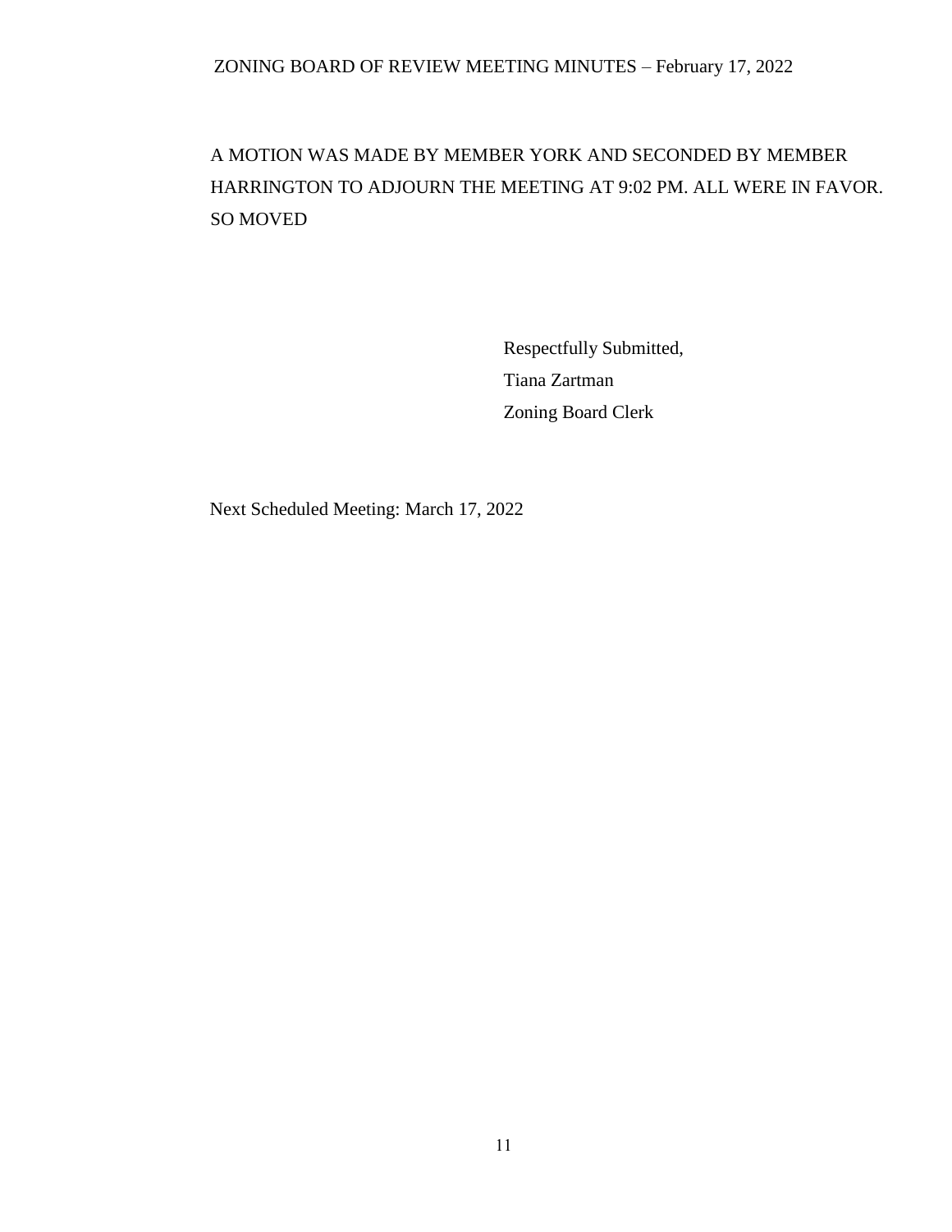A MOTION WAS MADE BY MEMBER YORK AND SECONDED BY MEMBER HARRINGTON TO ADJOURN THE MEETING AT 9:02 PM. ALL WERE IN FAVOR. SO MOVED

Respectfully Submitted,
Tiana Zartman
Zoning Board Clerk

Next Scheduled Meeting: March 17, 2022